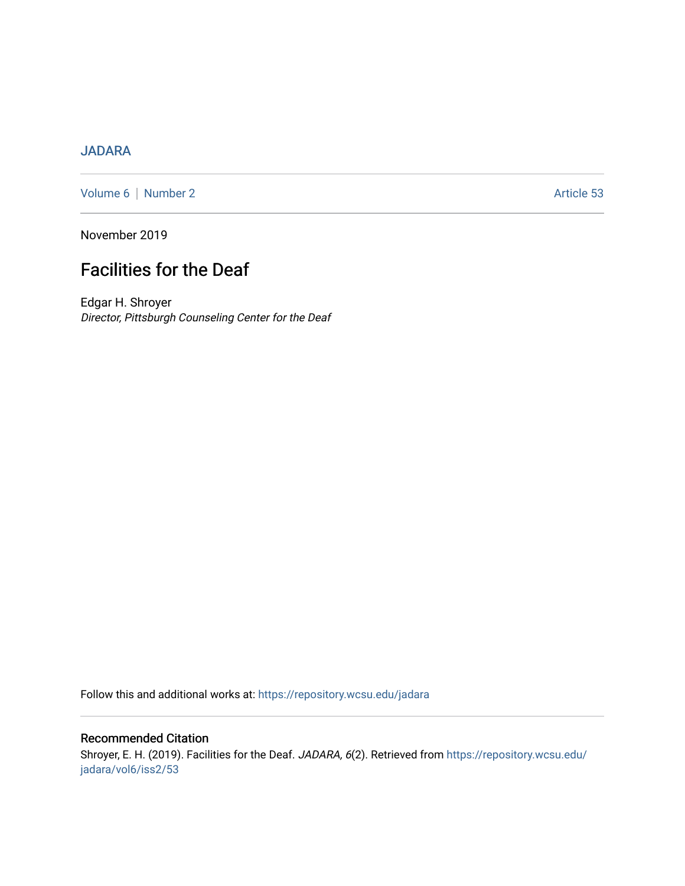JADARA

Volume 6 | Number 2 Article 53

November 2019

# Facilities for the Deaf

Edgar H. Shroyer

*Director, Pittsburgh Counseling Center for the Deaf*

Follow this and additional works at: https://repository.wcsu.edu/jadara

## Recommended Citation

Shroyer, E. H. (2019). Facilities for the Deaf. *JADARA, 6*(2). Retrieved from https://repository.wcsu.edu/jadara/vol6/iss2/53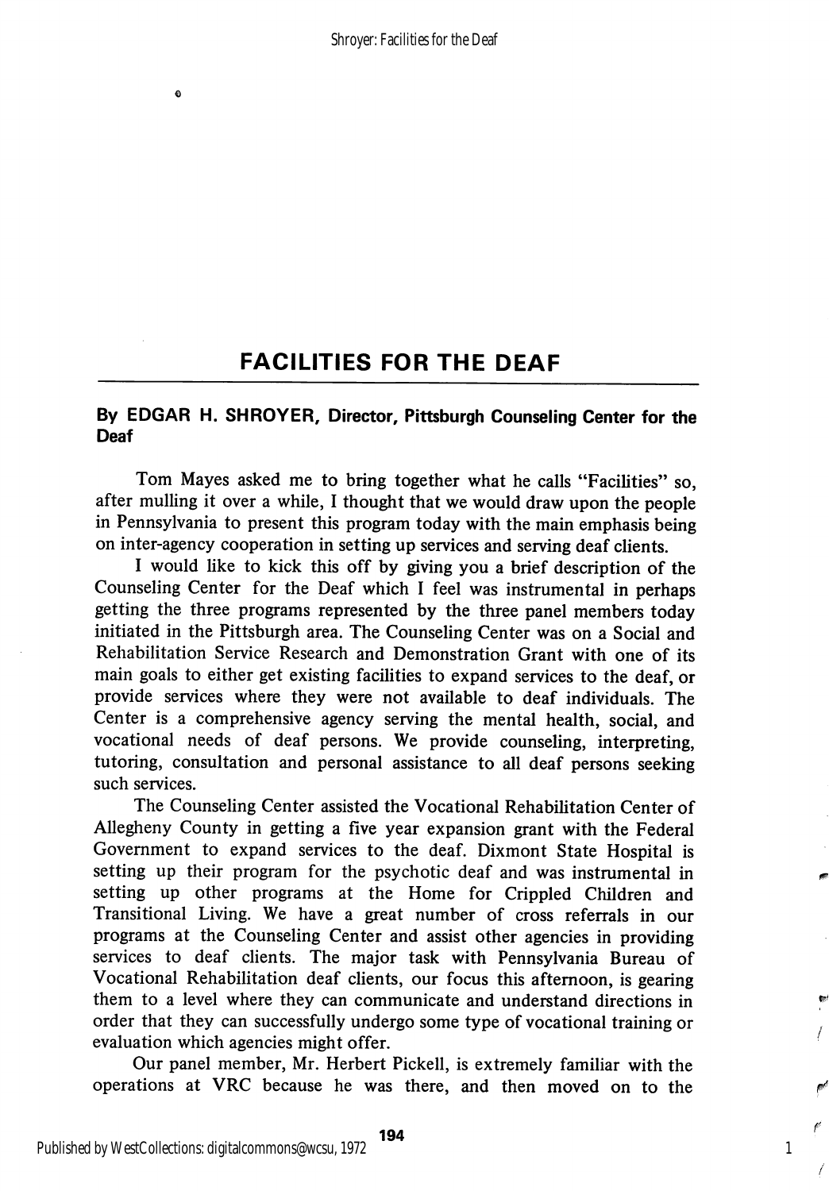# FACILITIES FOR THE DEAF

**By EDGAR H. SHROYER, Director, Pittsburgh Counseling Center for the Deaf**

Tom Mayes asked me to bring together what he calls "Facilities" so, after mulling it over a while, I thought that we would draw upon the people in Pennsylvania to present this program today with the main emphasis being on inter-agency cooperation in setting up services and serving deaf clients.

I would like to kick this off by giving you a brief description of the Counseling Center for the Deaf which I feel was instrumental in perhaps getting the three programs represented by the three panel members today initiated in the Pittsburgh area. The Counseling Center was on a Social and Rehabilitation Service Research and Demonstration Grant with one of its main goals to either get existing facilities to expand services to the deaf, or provide services where they were not available to deaf individuals. The Center is a comprehensive agency serving the mental health, social, and vocational needs of deaf persons. We provide counseling, interpreting, tutoring, consultation and personal assistance to all deaf persons seeking such services.

The Counseling Center assisted the Vocational Rehabilitation Center of Allegheny County in getting a five year expansion grant with the Federal Government to expand services to the deaf. Dixmont State Hospital is setting up their program for the psychotic deaf and was instrumental in setting up other programs at the Home for Crippled Children and Transitional Living. We have a great number of cross referrals in our programs at the Counseling Center and assist other agencies in providing services to deaf clients. The major task with Pennsylvania Bureau of Vocational Rehabilitation deaf clients, our focus this afternoon, is gearing them to a level where they can communicate and understand directions in order that they can successfully undergo some type of vocational training or evaluation which agencies might offer.

Our panel member, Mr. Herbert Pickell, is extremely familiar with the operations at VRC because he was there, and then moved on to the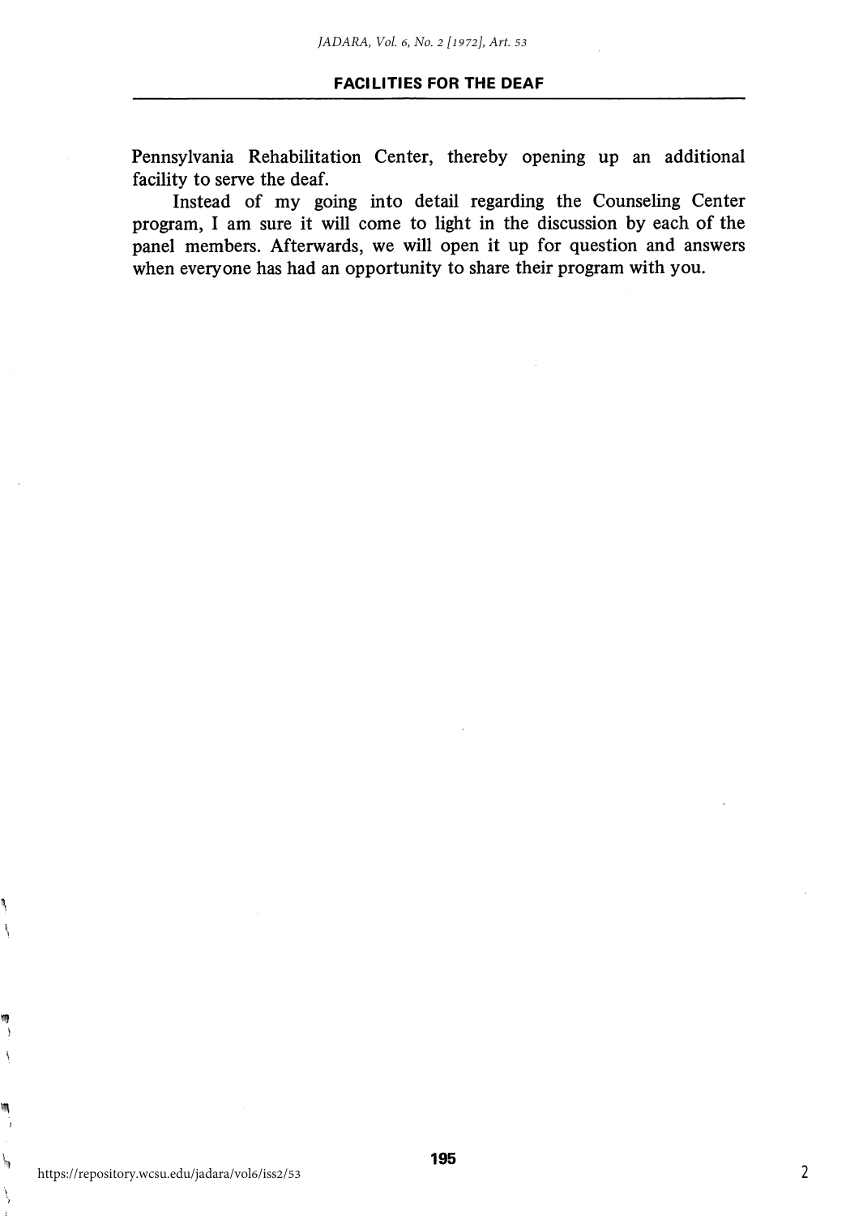Pennsylvania Rehabilitation Center, thereby opening up an additional facility to serve the deaf.

Instead of my going into detail regarding the Counseling Center program, I am sure it will come to light in the discussion by each of the panel members. Afterwards, we will open it up for question and answers when everyone has had an opportunity to share their program with you.